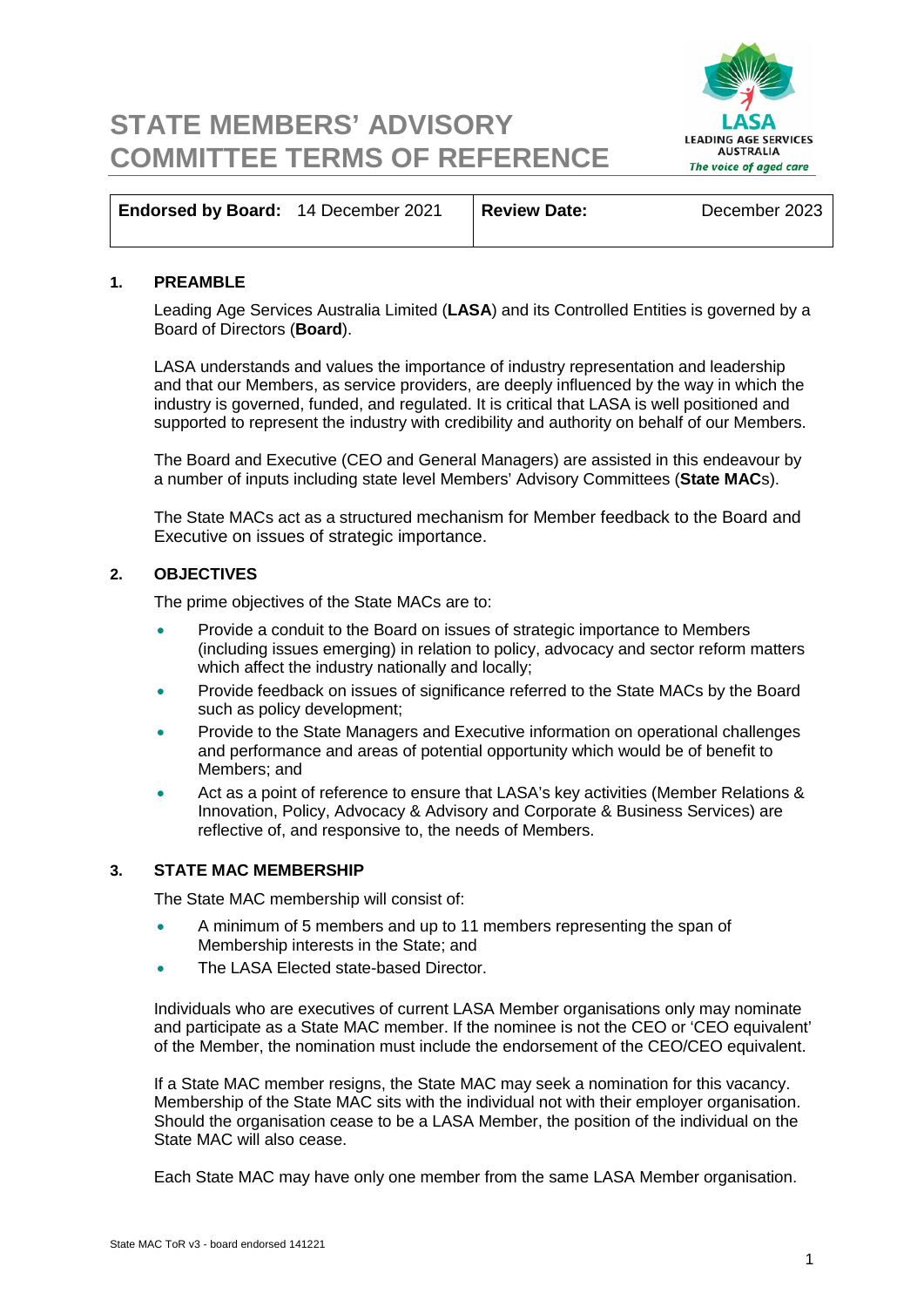# STATE MEMBERS' ADVISORY COMMITTEE TERMS OF REFERENCE

| **Endorsed by Board:** 14 December 2021 | **Review Date:** December 2023 |
|---|---|

## 1. PREAMBLE

Leading Age Services Australia Limited (**LASA**) and its Controlled Entities is governed by a Board of Directors (**Board**).

LASA understands and values the importance of industry representation and leadership and that our Members, as service providers, are deeply influenced by the way in which the industry is governed, funded, and regulated. It is critical that LASA is well positioned and supported to represent the industry with credibility and authority on behalf of our Members.

The Board and Executive (CEO and General Managers) are assisted in this endeavour by a number of inputs including state level Members' Advisory Committees (**State MAC**s).

The State MACs act as a structured mechanism for Member feedback to the Board and Executive on issues of strategic importance.

## 2. OBJECTIVES

The prime objectives of the State MACs are to:

- Provide a conduit to the Board on issues of strategic importance to Members (including issues emerging) in relation to policy, advocacy and sector reform matters which affect the industry nationally and locally;
- Provide feedback on issues of significance referred to the State MACs by the Board such as policy development;
- Provide to the State Managers and Executive information on operational challenges and performance and areas of potential opportunity which would be of benefit to Members; and
- Act as a point of reference to ensure that LASA's key activities (Member Relations & Innovation, Policy, Advocacy & Advisory and Corporate & Business Services) are reflective of, and responsive to, the needs of Members.

## 3. STATE MAC MEMBERSHIP

The State MAC membership will consist of:

- A minimum of 5 members and up to 11 members representing the span of Membership interests in the State; and
- The LASA Elected state-based Director.

Individuals who are executives of current LASA Member organisations only may nominate and participate as a State MAC member. If the nominee is not the CEO or 'CEO equivalent' of the Member, the nomination must include the endorsement of the CEO/CEO equivalent.

If a State MAC member resigns, the State MAC may seek a nomination for this vacancy. Membership of the State MAC sits with the individual not with their employer organisation. Should the organisation cease to be a LASA Member, the position of the individual on the State MAC will also cease.

Each State MAC may have only one member from the same LASA Member organisation.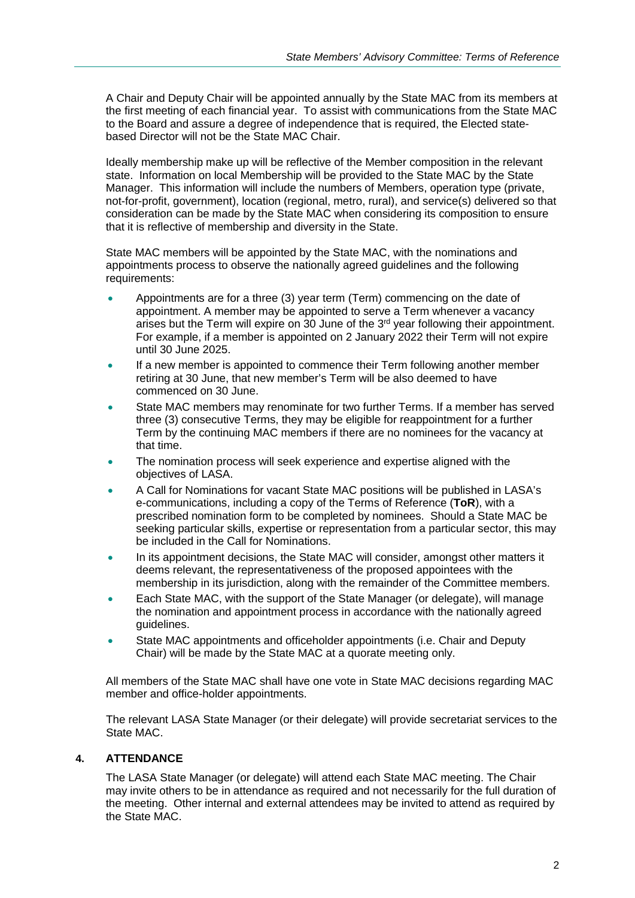A Chair and Deputy Chair will be appointed annually by the State MAC from its members at the first meeting of each financial year. To assist with communications from the State MAC to the Board and assure a degree of independence that is required, the Elected state-based Director will not be the State MAC Chair.

Ideally membership make up will be reflective of the Member composition in the relevant state. Information on local Membership will be provided to the State MAC by the State Manager. This information will include the numbers of Members, operation type (private, not-for-profit, government), location (regional, metro, rural), and service(s) delivered so that consideration can be made by the State MAC when considering its composition to ensure that it is reflective of membership and diversity in the State.

State MAC members will be appointed by the State MAC, with the nominations and appointments process to observe the nationally agreed guidelines and the following requirements:

- Appointments are for a three (3) year term (Term) commencing on the date of appointment. A member may be appointed to serve a Term whenever a vacancy arises but the Term will expire on 30 June of the 3rd year following their appointment. For example, if a member is appointed on 2 January 2022 their Term will not expire until 30 June 2025.
- If a new member is appointed to commence their Term following another member retiring at 30 June, that new member's Term will be also deemed to have commenced on 30 June.
- State MAC members may renominate for two further Terms. If a member has served three (3) consecutive Terms, they may be eligible for reappointment for a further Term by the continuing MAC members if there are no nominees for the vacancy at that time.
- The nomination process will seek experience and expertise aligned with the objectives of LASA.
- A Call for Nominations for vacant State MAC positions will be published in LASA's e-communications, including a copy of the Terms of Reference (**ToR**), with a prescribed nomination form to be completed by nominees. Should a State MAC be seeking particular skills, expertise or representation from a particular sector, this may be included in the Call for Nominations.
- In its appointment decisions, the State MAC will consider, amongst other matters it deems relevant, the representativeness of the proposed appointees with the membership in its jurisdiction, along with the remainder of the Committee members.
- Each State MAC, with the support of the State Manager (or delegate), will manage the nomination and appointment process in accordance with the nationally agreed guidelines.
- State MAC appointments and officeholder appointments (i.e. Chair and Deputy Chair) will be made by the State MAC at a quorate meeting only.

All members of the State MAC shall have one vote in State MAC decisions regarding MAC member and office-holder appointments.

The relevant LASA State Manager (or their delegate) will provide secretariat services to the State MAC.

## 4. ATTENDANCE

The LASA State Manager (or delegate) will attend each State MAC meeting. The Chair may invite others to be in attendance as required and not necessarily for the full duration of the meeting. Other internal and external attendees may be invited to attend as required by the State MAC.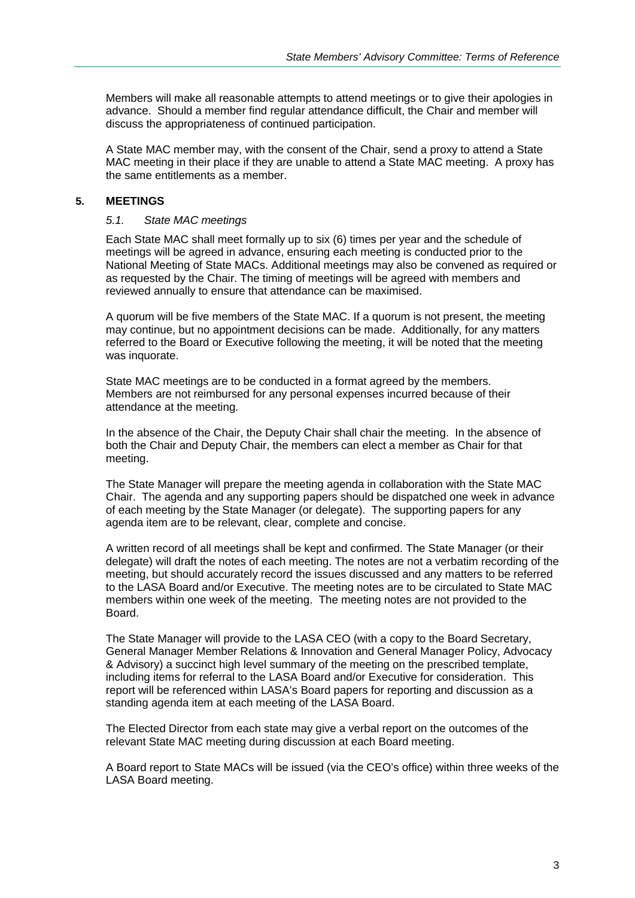Members will make all reasonable attempts to attend meetings or to give their apologies in advance. Should a member find regular attendance difficult, the Chair and member will discuss the appropriateness of continued participation.

A State MAC member may, with the consent of the Chair, send a proxy to attend a State MAC meeting in their place if they are unable to attend a State MAC meeting. A proxy has the same entitlements as a member.

## 5. MEETINGS

### *5.1. State MAC meetings*

Each State MAC shall meet formally up to six (6) times per year and the schedule of meetings will be agreed in advance, ensuring each meeting is conducted prior to the National Meeting of State MACs. Additional meetings may also be convened as required or as requested by the Chair. The timing of meetings will be agreed with members and reviewed annually to ensure that attendance can be maximised.

A quorum will be five members of the State MAC. If a quorum is not present, the meeting may continue, but no appointment decisions can be made. Additionally, for any matters referred to the Board or Executive following the meeting, it will be noted that the meeting was inquorate.

State MAC meetings are to be conducted in a format agreed by the members. Members are not reimbursed for any personal expenses incurred because of their attendance at the meeting.

In the absence of the Chair, the Deputy Chair shall chair the meeting. In the absence of both the Chair and Deputy Chair, the members can elect a member as Chair for that meeting.

The State Manager will prepare the meeting agenda in collaboration with the State MAC Chair. The agenda and any supporting papers should be dispatched one week in advance of each meeting by the State Manager (or delegate). The supporting papers for any agenda item are to be relevant, clear, complete and concise.

A written record of all meetings shall be kept and confirmed. The State Manager (or their delegate) will draft the notes of each meeting. The notes are not a verbatim recording of the meeting, but should accurately record the issues discussed and any matters to be referred to the LASA Board and/or Executive. The meeting notes are to be circulated to State MAC members within one week of the meeting. The meeting notes are not provided to the Board.

The State Manager will provide to the LASA CEO (with a copy to the Board Secretary, General Manager Member Relations & Innovation and General Manager Policy, Advocacy & Advisory) a succinct high level summary of the meeting on the prescribed template, including items for referral to the LASA Board and/or Executive for consideration. This report will be referenced within LASA's Board papers for reporting and discussion as a standing agenda item at each meeting of the LASA Board.

The Elected Director from each state may give a verbal report on the outcomes of the relevant State MAC meeting during discussion at each Board meeting.

A Board report to State MACs will be issued (via the CEO's office) within three weeks of the LASA Board meeting.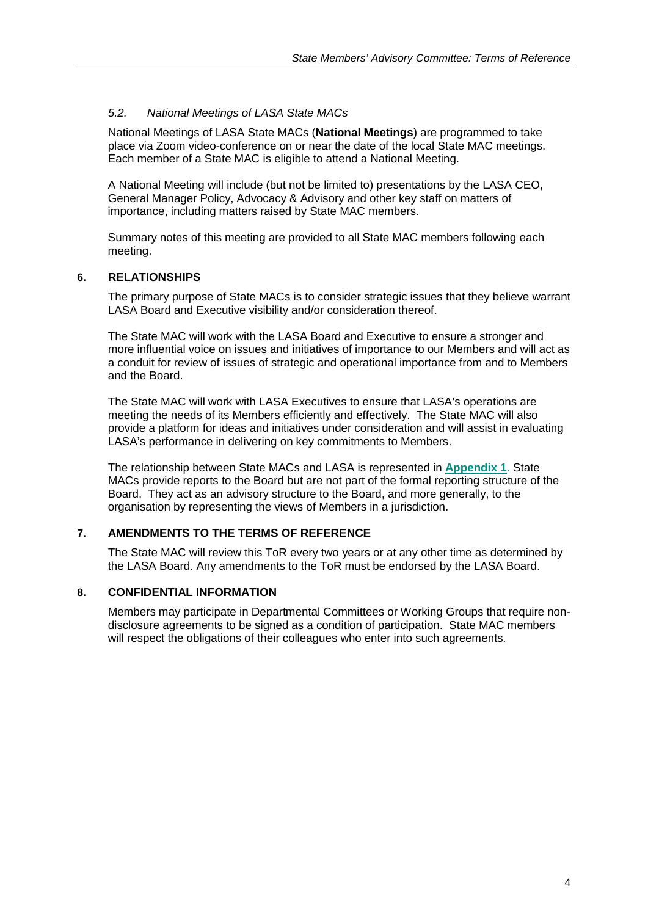### *5.2. National Meetings of LASA State MACs*

National Meetings of LASA State MACs (**National Meetings**) are programmed to take place via Zoom video-conference on or near the date of the local State MAC meetings. Each member of a State MAC is eligible to attend a National Meeting.

A National Meeting will include (but not be limited to) presentations by the LASA CEO, General Manager Policy, Advocacy & Advisory and other key staff on matters of importance, including matters raised by State MAC members.

Summary notes of this meeting are provided to all State MAC members following each meeting.

## 6. RELATIONSHIPS

The primary purpose of State MACs is to consider strategic issues that they believe warrant LASA Board and Executive visibility and/or consideration thereof.

The State MAC will work with the LASA Board and Executive to ensure a stronger and more influential voice on issues and initiatives of importance to our Members and will act as a conduit for review of issues of strategic and operational importance from and to Members and the Board.

The State MAC will work with LASA Executives to ensure that LASA's operations are meeting the needs of its Members efficiently and effectively. The State MAC will also provide a platform for ideas and initiatives under consideration and will assist in evaluating LASA's performance in delivering on key commitments to Members.

The relationship between State MACs and LASA is represented in **Appendix 1**. State MACs provide reports to the Board but are not part of the formal reporting structure of the Board. They act as an advisory structure to the Board, and more generally, to the organisation by representing the views of Members in a jurisdiction.

## 7. AMENDMENTS TO THE TERMS OF REFERENCE

The State MAC will review this ToR every two years or at any other time as determined by the LASA Board. Any amendments to the ToR must be endorsed by the LASA Board.

## 8. CONFIDENTIAL INFORMATION

Members may participate in Departmental Committees or Working Groups that require non-disclosure agreements to be signed as a condition of participation. State MAC members will respect the obligations of their colleagues who enter into such agreements.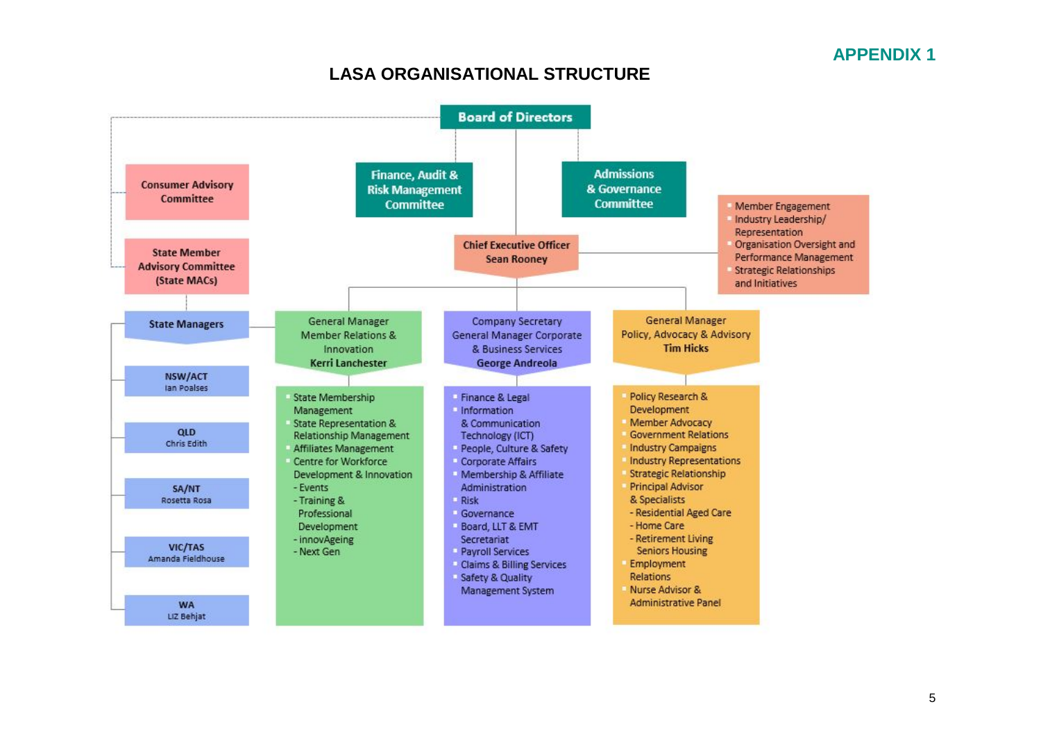APPENDIX 1

## LASA ORGANISATIONAL STRUCTURE

**Board of Directors**

- Finance, Audit & Risk Management Committee
- Admissions & Governance Committee
- Consumer Advisory Committee
- State Member Advisory Committee (State MACs)

**Chief Executive Officer**
Sean Rooney

- Member Engagement
- Industry Leadership/ Representation
- Organisation Oversight and Performance Management
- Strategic Relationships and Initiatives

**State Managers**

- NSW/ACT – Ian Poalses
- QLD – Chris Edith
- SA/NT – Rosetta Rosa
- VIC/TAS – Amanda Fieldhouse
- WA – LIZ Behjat

**General Manager Member Relations & Innovation**
**Kerri Lanchester**

- State Membership Management
- State Representation & Relationship Management
- Affiliates Management
- Centre for Workforce Development & Innovation
  - Events
  - Training & Professional Development
  - innovAgeing
  - Next Gen

**Company Secretary General Manager Corporate & Business Services**
**George Andreola**

- Finance & Legal
- Information & Communication Technology (ICT)
- People, Culture & Safety
- Corporate Affairs
- Membership & Affiliate Administration
- Risk
- Governance
- Board, LLT & EMT Secretariat
- Payroll Services
- Claims & Billing Services
- Safety & Quality Management System

**General Manager Policy, Advocacy & Advisory**
**Tim Hicks**

- Policy Research & Development
- Member Advocacy
- Government Relations
- Industry Campaigns
- Industry Representations
- Strategic Relationship
- Principal Advisor & Specialists
  - Residential Aged Care
  - Home Care
  - Retirement Living Seniors Housing
- Employment Relations
- Nurse Advisor & Administrative Panel